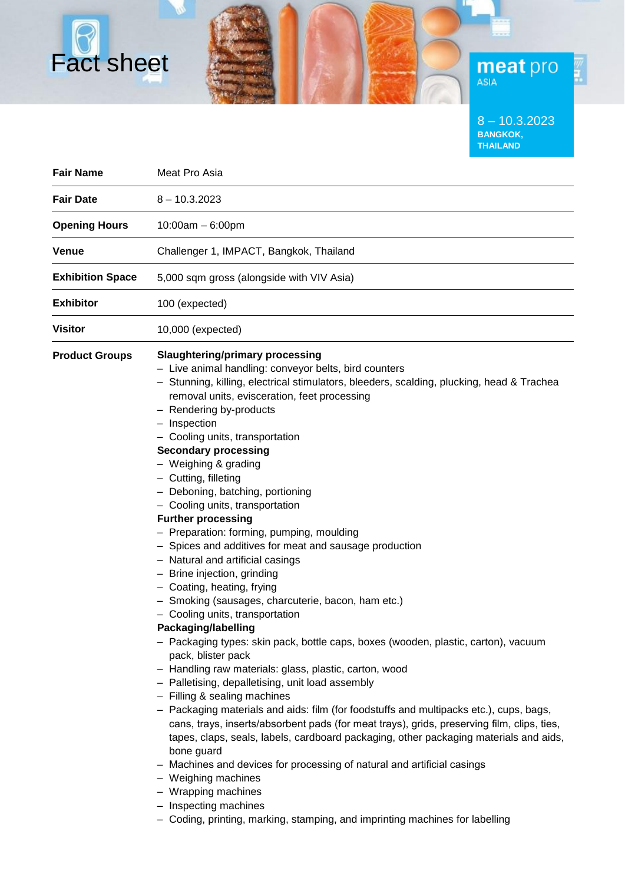# Fact sheet

**meat pro** ASIA

8 – 10.3.2023
**BANGKOK, THAILAND**

| | |
|---|---|
| **Fair Name** | Meat Pro Asia |
| **Fair Date** | 8 – 10.3.2023 |
| **Opening Hours** | 10:00am – 6:00pm |
| **Venue** | Challenger 1, IMPACT, Bangkok, Thailand |
| **Exhibition Space** | 5,000 sqm gross (alongside with VIV Asia) |
| **Exhibitor** | 100 (expected) |
| **Visitor** | 10,000 (expected) |

**Product Groups**

**Slaughtering/primary processing**

- Live animal handling: conveyor belts, bird counters
- Stunning, killing, electrical stimulators, bleeders, scalding, plucking, head & Trachea removal units, evisceration, feet processing
- Rendering by-products
- Inspection
- Cooling units, transportation

**Secondary processing**

- Weighing & grading
- Cutting, filleting
- Deboning, batching, portioning
- Cooling units, transportation

**Further processing**

- Preparation: forming, pumping, moulding
- Spices and additives for meat and sausage production
- Natural and artificial casings
- Brine injection, grinding
- Coating, heating, frying
- Smoking (sausages, charcuterie, bacon, ham etc.)
- Cooling units, transportation

**Packaging/labelling**

- Packaging types: skin pack, bottle caps, boxes (wooden, plastic, carton), vacuum pack, blister pack
- Handling raw materials: glass, plastic, carton, wood
- Palletising, depalletising, unit load assembly
- Filling & sealing machines
- Packaging materials and aids: film (for foodstuffs and multipacks etc.), cups, bags, cans, trays, inserts/absorbent pads (for meat trays), grids, preserving film, clips, ties, tapes, claps, seals, labels, cardboard packaging, other packaging materials and aids, bone guard
- Machines and devices for processing of natural and artificial casings
- Weighing machines
- Wrapping machines
- Inspecting machines
- Coding, printing, marking, stamping, and imprinting machines for labelling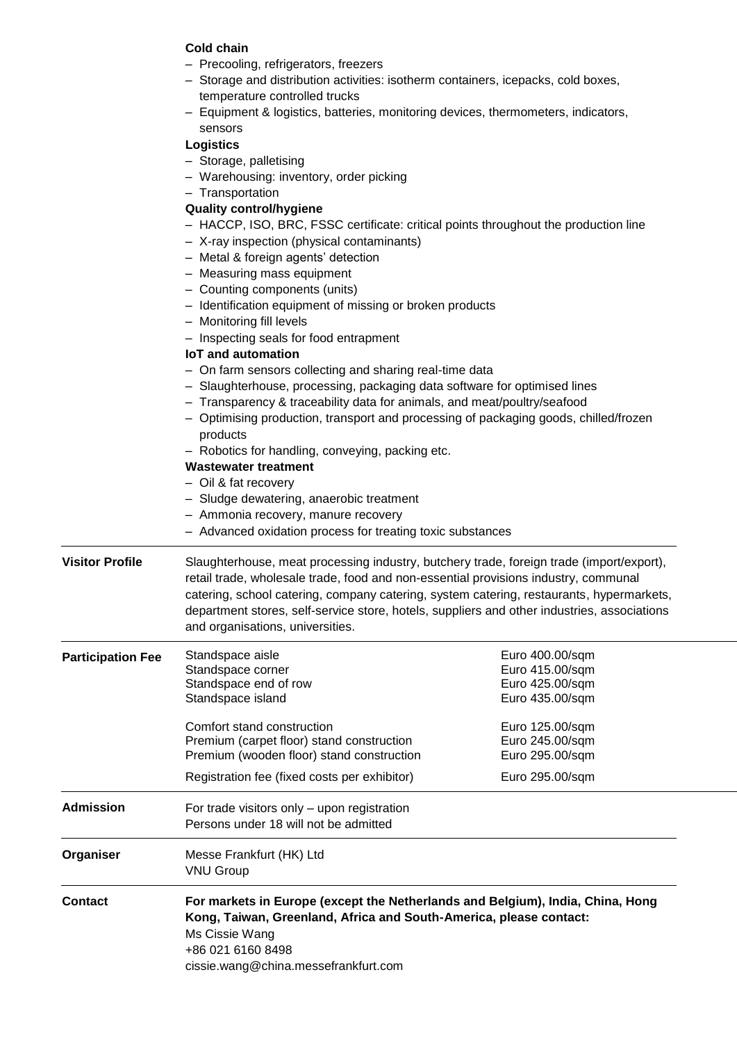**Cold chain**

- Precooling, refrigerators, freezers
- Storage and distribution activities: isotherm containers, icepacks, cold boxes, temperature controlled trucks
- Equipment & logistics, batteries, monitoring devices, thermometers, indicators, sensors

**Logistics**

- Storage, palletising
- Warehousing: inventory, order picking
- Transportation

**Quality control/hygiene**

- HACCP, ISO, BRC, FSSC certificate: critical points throughout the production line
- X-ray inspection (physical contaminants)
- Metal & foreign agents' detection
- Measuring mass equipment
- Counting components (units)
- Identification equipment of missing or broken products
- Monitoring fill levels
- Inspecting seals for food entrapment

**IoT and automation**

- On farm sensors collecting and sharing real-time data
- Slaughterhouse, processing, packaging data software for optimised lines
- Transparency & traceability data for animals, and meat/poultry/seafood
- Optimising production, transport and processing of packaging goods, chilled/frozen products
- Robotics for handling, conveying, packing etc.

**Wastewater treatment**

- Oil & fat recovery
- Sludge dewatering, anaerobic treatment
- Ammonia recovery, manure recovery
- Advanced oxidation process for treating toxic substances

**Visitor Profile**

Slaughterhouse, meat processing industry, butchery trade, foreign trade (import/export), retail trade, wholesale trade, food and non-essential provisions industry, communal catering, school catering, company catering, system catering, restaurants, hypermarkets, department stores, self-service store, hotels, suppliers and other industries, associations and organisations, universities.

**Participation Fee**

| Item | Fee |
|---|---|
| Standspace aisle | Euro 400.00/sqm |
| Standspace corner | Euro 415.00/sqm |
| Standspace end of row | Euro 425.00/sqm |
| Standspace island | Euro 435.00/sqm |
| Comfort stand construction | Euro 125.00/sqm |
| Premium (carpet floor) stand construction | Euro 245.00/sqm |
| Premium (wooden floor) stand construction | Euro 295.00/sqm |
| Registration fee (fixed costs per exhibitor) | Euro 295.00/sqm |

**Admission**

For trade visitors only – upon registration
Persons under 18 will not be admitted

**Organiser**

Messe Frankfurt (HK) Ltd
VNU Group

**Contact**

**For markets in Europe (except the Netherlands and Belgium), India, China, Hong Kong, Taiwan, Greenland, Africa and South-America, please contact:**
Ms Cissie Wang
+86 021 6160 8498
cissie.wang@china.messefrankfurt.com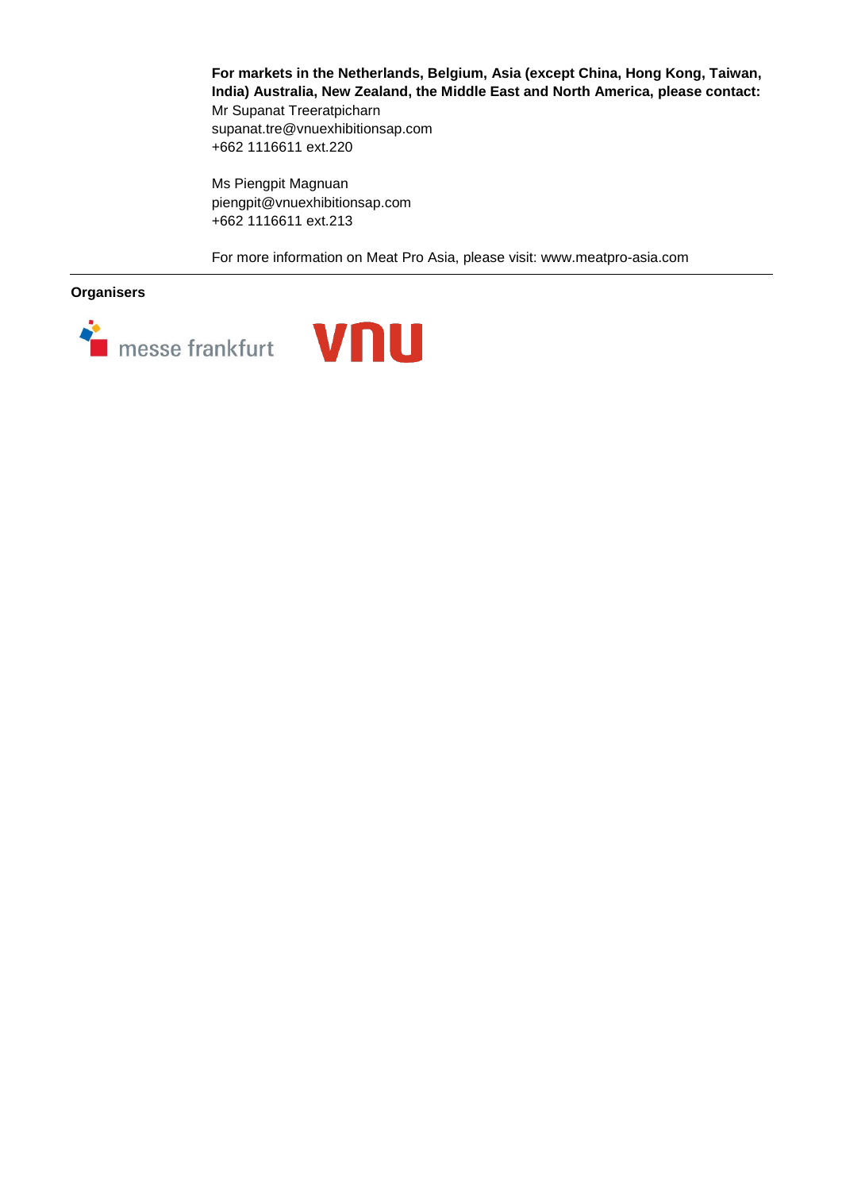**For markets in the Netherlands, Belgium, Asia (except China, Hong Kong, Taiwan, India) Australia, New Zealand, the Middle East and North America, please contact:**
Mr Supanat Treeratpicharn
supanat.tre@vnuexhibitionsap.com
+662 1116611 ext.220

Ms Piengpit Magnuan
piengpit@vnuexhibitionsap.com
+662 1116611 ext.213

For more information on Meat Pro Asia, please visit: www.meatpro-asia.com

---

**Organisers**

messe frankfurt vnu